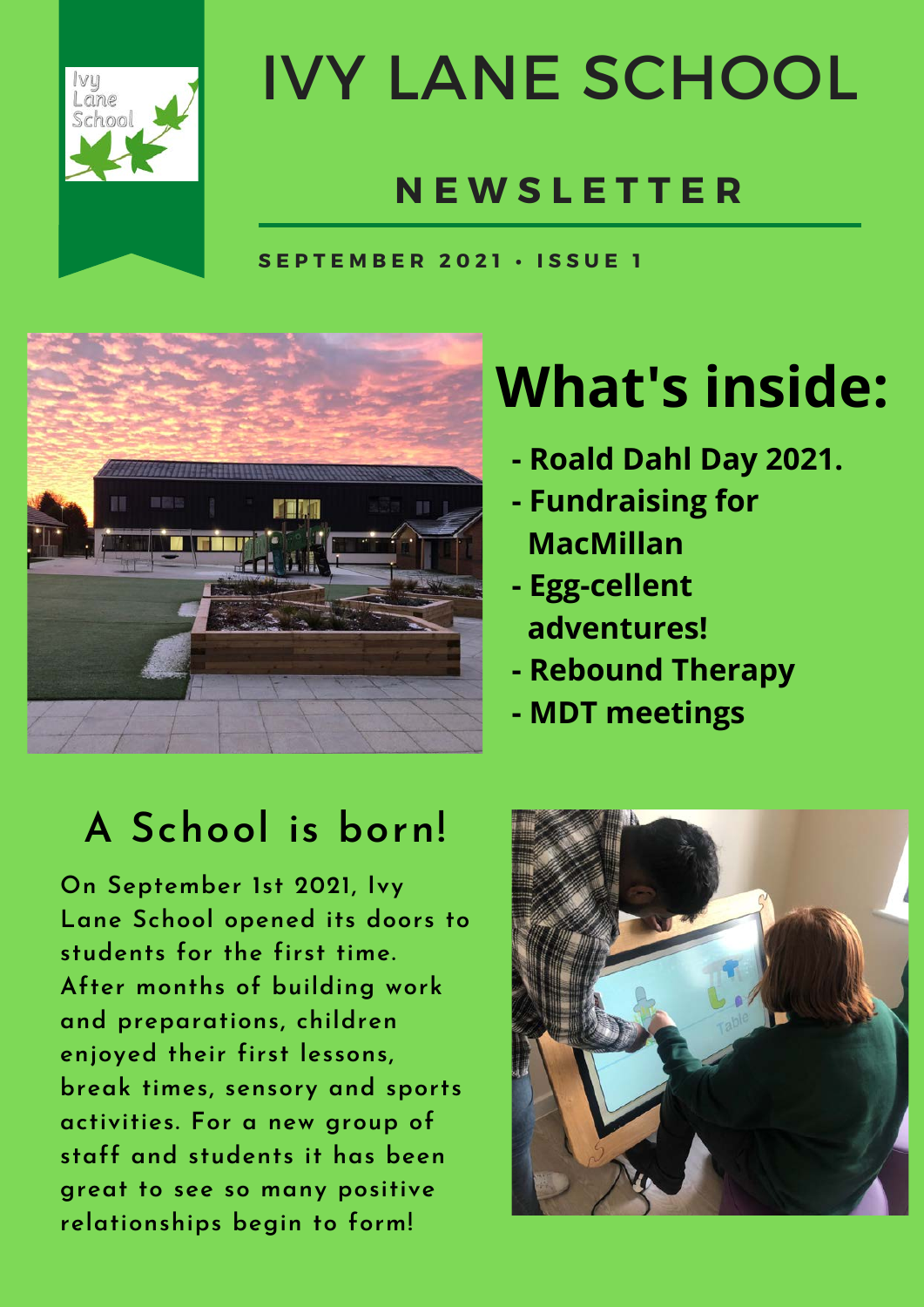# IVY LANE SCHOOL

## NEWSLETTER

**SEPTEMBER 2021 • ISSUE 1**

## What's inside:

- **Roald Dahl Day 2021.**
- **Fundraising for MacMillan**
- **Egg-cellent adventures!**
- **Rebound Therapy**
- **MDT meetings**

## A School is born!

On September 1st 2021, Ivy Lane School opened its doors to students for the first time. After months of building work and preparations, children enjoyed their first lessons, break times, sensory and sports activities. For a new group of staff and students it has been great to see so many positive relationships begin to form!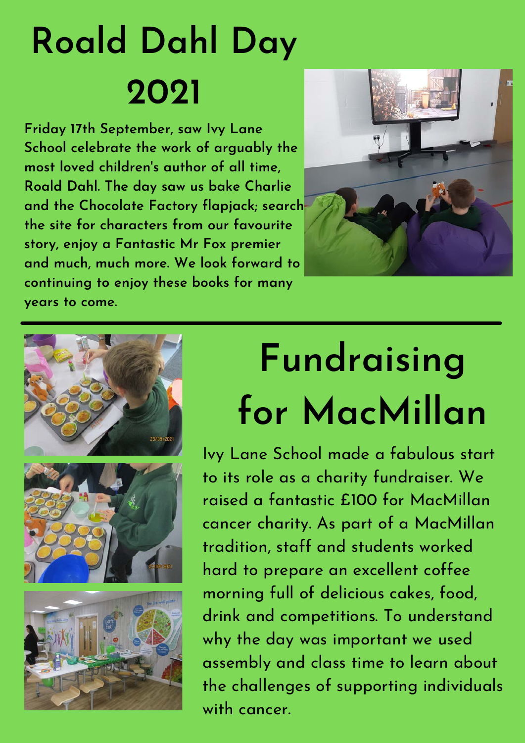# Roald Dahl Day 2021

**Friday 17th September, saw Ivy Lane School celebrate the work of arguably the most loved children's author of all time, Roald Dahl. The day saw us bake Charlie and the Chocolate Factory flapjack; search the site for characters from our favourite story, enjoy a Fantastic Mr Fox premier and much, much more. We look forward to continuing to enjoy these books for many years to come.**

# Fundraising for MacMillan

Ivy Lane School made a fabulous start to its role as a charity fundraiser. We raised a fantastic £100 for MacMillan cancer charity. As part of a MacMillan tradition, staff and students worked hard to prepare an excellent coffee morning full of delicious cakes, food, drink and competitions. To understand why the day was important we used assembly and class time to learn about the challenges of supporting individuals with cancer.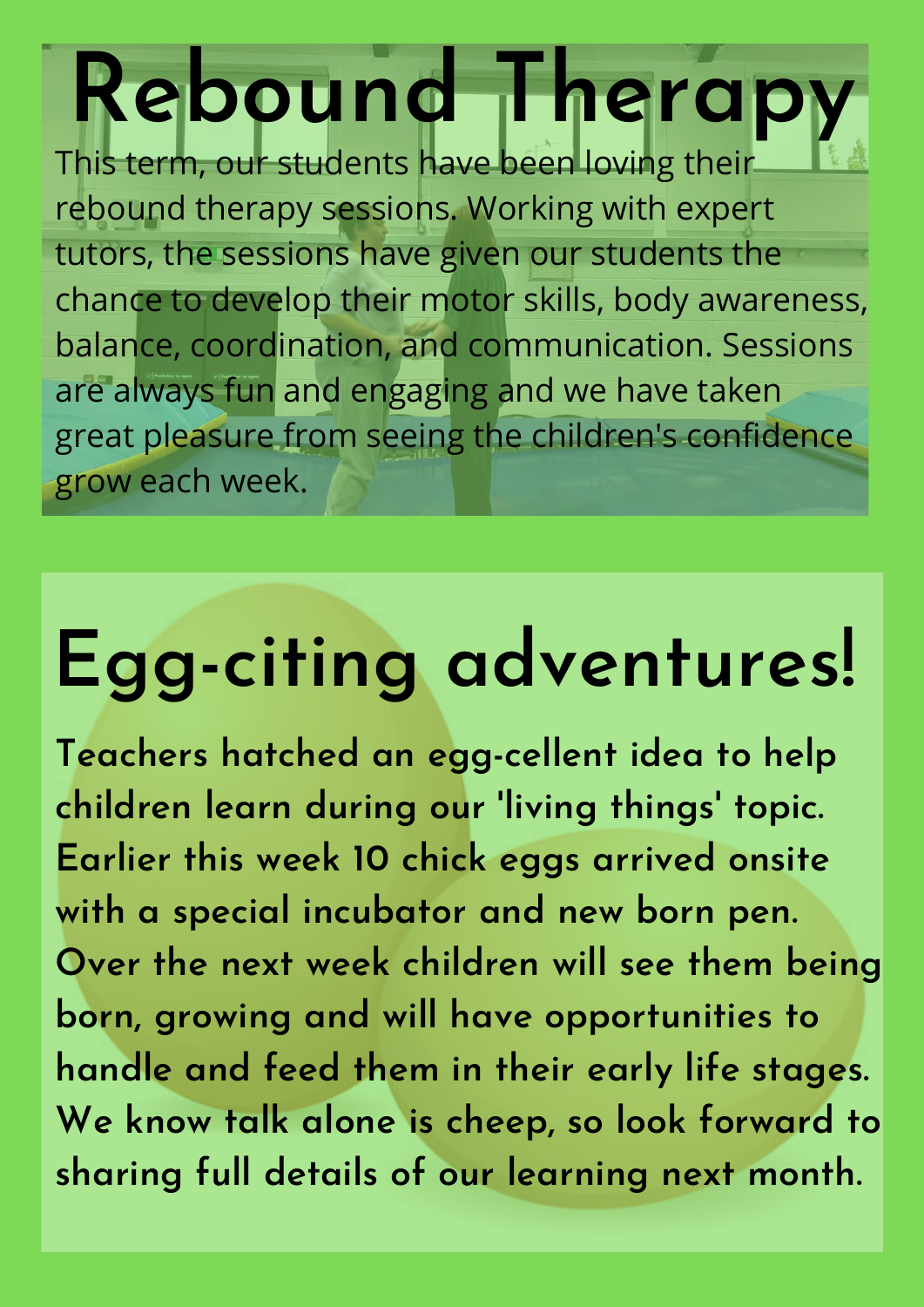# Rebound Therapy

This term, our students have been loving their rebound therapy sessions. Working with expert tutors, the sessions have given our students the chance to develop their motor skills, body awareness, balance, coordination, and communication. Sessions are always fun and engaging and we have taken great pleasure from seeing the children's confidence grow each week.

# Egg-citing adventures!

**Teachers hatched an egg-cellent idea to help children learn during our 'living things' topic. Earlier this week 10 chick eggs arrived onsite with a special incubator and new born pen. Over the next week children will see them being born, growing and will have opportunities to handle and feed them in their early life stages. We know talk alone is cheep, so look forward to sharing full details of our learning next month.**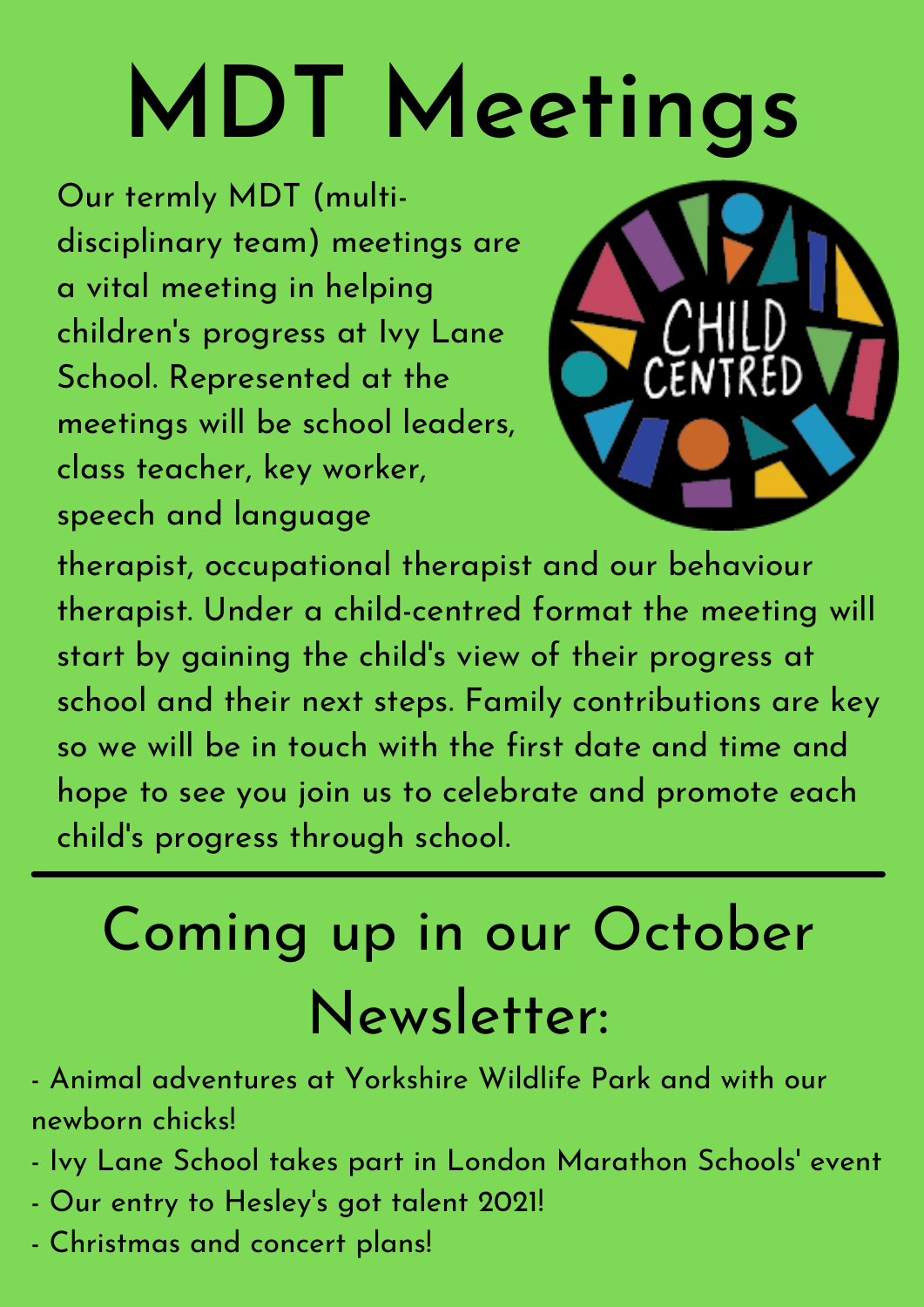# MDT Meetings

Our termly MDT (multi-disciplinary team) meetings are a vital meeting in helping children's progress at Ivy Lane School. Represented at the meetings will be school leaders, class teacher, key worker, speech and language therapist, occupational therapist and our behaviour therapist. Under a child-centred format the meeting will start by gaining the child's view of their progress at school and their next steps. Family contributions are key so we will be in touch with the first date and time and hope to see you join us to celebrate and promote each child's progress through school.

---

## Coming up in our October Newsletter:

- Animal adventures at Yorkshire Wildlife Park and with our newborn chicks!
- Ivy Lane School takes part in London Marathon Schools' event
- Our entry to Hesley's got talent 2021!
- Christmas and concert plans!